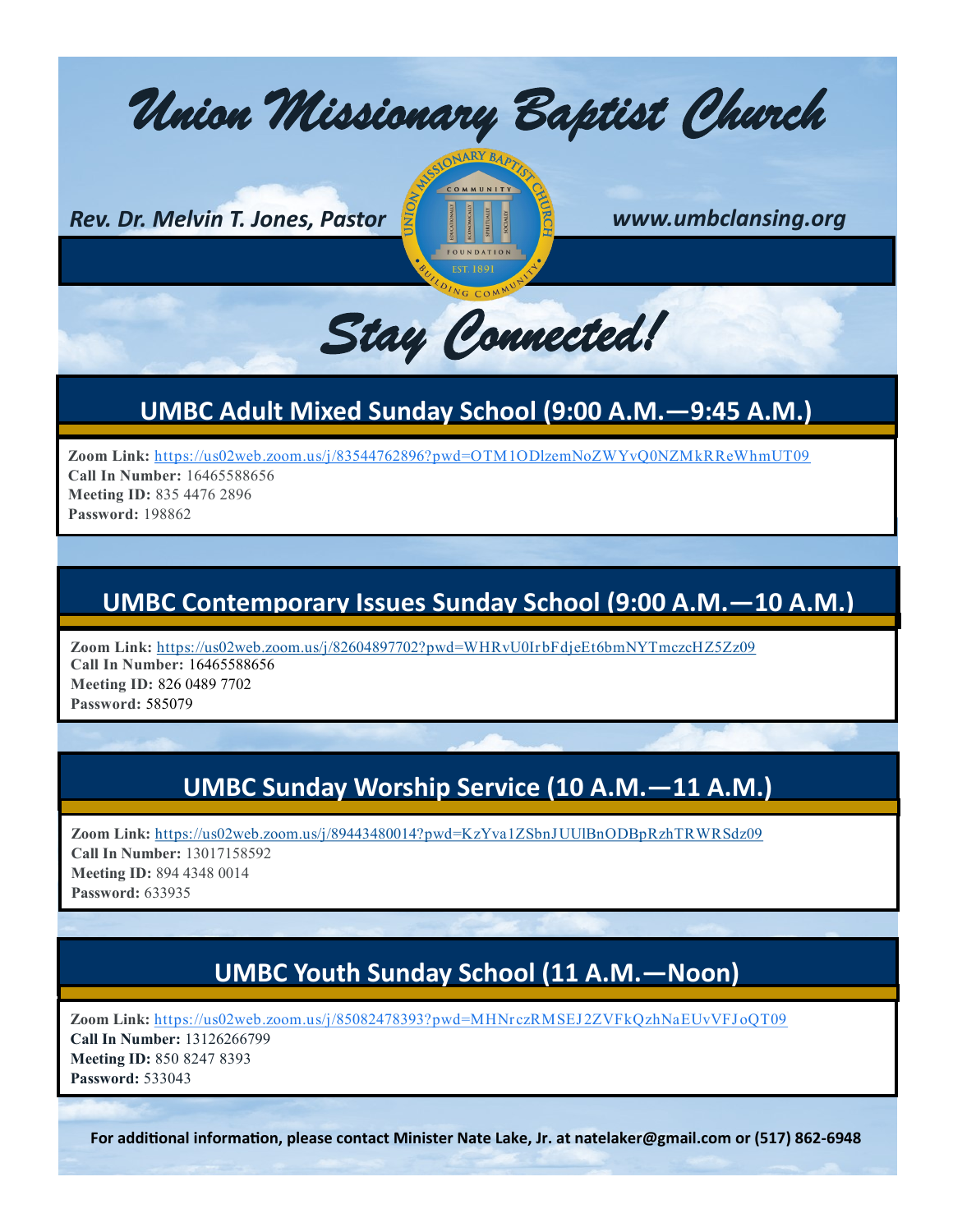# *Union Missionary Baptist Church*

*Rev. Dr. Melvin T. Jones, Pastor*

*www.umbclansing.org*

## *Stay Connected!*

## UMBC Adult Mixed Sunday School (9:00 A.M.—9:45 A.M.)

**Zoom Link:** https://us02web.zoom.us/j/83544762896?pwd=OTM1ODlzemNoZWYvQ0NZMkRReWhmUT09
**Call In Number:** 16465588656
**Meeting ID:** 835 4476 2896
**Password:** 198862

## UMBC Contemporary Issues Sunday School (9:00 A.M.—10 A.M.)

**Zoom Link:** https://us02web.zoom.us/j/82604897702?pwd=WHRvU0IrbFdjeEt6bmNYTmczcHZ5Zz09
**Call In Number:** 16465588656
**Meeting ID:** 826 0489 7702
**Password:** 585079

## UMBC Sunday Worship Service (10 A.M.—11 A.M.)

**Zoom Link:** https://us02web.zoom.us/j/89443480014?pwd=KzYva1ZSbnJUUlBnODBpRzhTRWRSdz09
**Call In Number:** 13017158592
**Meeting ID:** 894 4348 0014
**Password:** 633935

## UMBC Youth Sunday School (11 A.M.—Noon)

**Zoom Link:** https://us02web.zoom.us/j/85082478393?pwd=MHNrczRMSEJ2ZVFkQzhNaEUvVFJoQT09
**Call In Number:** 13126266799
**Meeting ID:** 850 8247 8393
**Password:** 533043

**For additional information, please contact Minister Nate Lake, Jr. at natelaker@gmail.com or (517) 862-6948**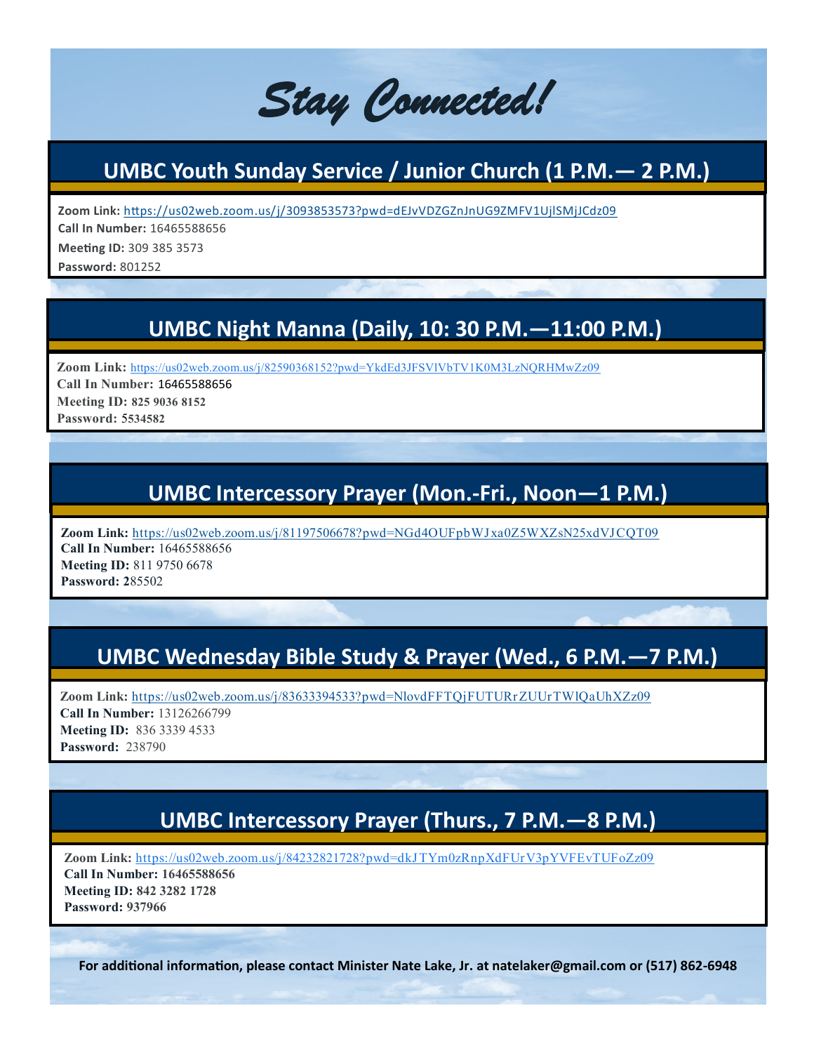# *Stay Connected!*

## UMBC Youth Sunday Service / Junior Church (1 P.M.— 2 P.M.)

**Zoom Link:** https://us02web.zoom.us/j/3093853573?pwd=dEJvVDZGZnJnUG9ZMFV1UjlSMjJCdz09
**Call In Number:** 16465588656
**Meeting ID:** 309 385 3573
**Password:** 801252

## UMBC Night Manna (Daily, 10: 30 P.M.—11:00 P.M.)

**Zoom Link:** https://us02web.zoom.us/j/82590368152?pwd=YkdEd3JFSVlVbTV1K0M3LzNQRHMwZz09
**Call In Number:** 16465588656
**Meeting ID: 825 9036 8152**
**Password: 5534582**

## UMBC Intercessory Prayer (Mon.-Fri., Noon—1 P.M.)

**Zoom Link:** https://us02web.zoom.us/j/81197506678?pwd=NGd4OUFpbWJxa0Z5WXZsN25xdVJCQT09
**Call In Number:** 16465588656
**Meeting ID:** 811 9750 6678
**Password: 2**85502

## UMBC Wednesday Bible Study & Prayer (Wed., 6 P.M.—7 P.M.)

**Zoom Link:** https://us02web.zoom.us/j/83633394533?pwd=NlovdFFTQjFUTURrZUUrTWlQaUhXZz09
**Call In Number:** 13126266799
**Meeting ID:** 836 3339 4533
**Password:** 238790

## UMBC Intercessory Prayer (Thurs., 7 P.M.—8 P.M.)

**Zoom Link:** https://us02web.zoom.us/j/84232821728?pwd=dkJTYm0zRnpXdFUrV3pYVFEvTUFoZz09
**Call In Number: 16465588656**
**Meeting ID: 842 3282 1728**
**Password: 937966**

**For additional information, please contact Minister Nate Lake, Jr. at natelaker@gmail.com or (517) 862-6948**